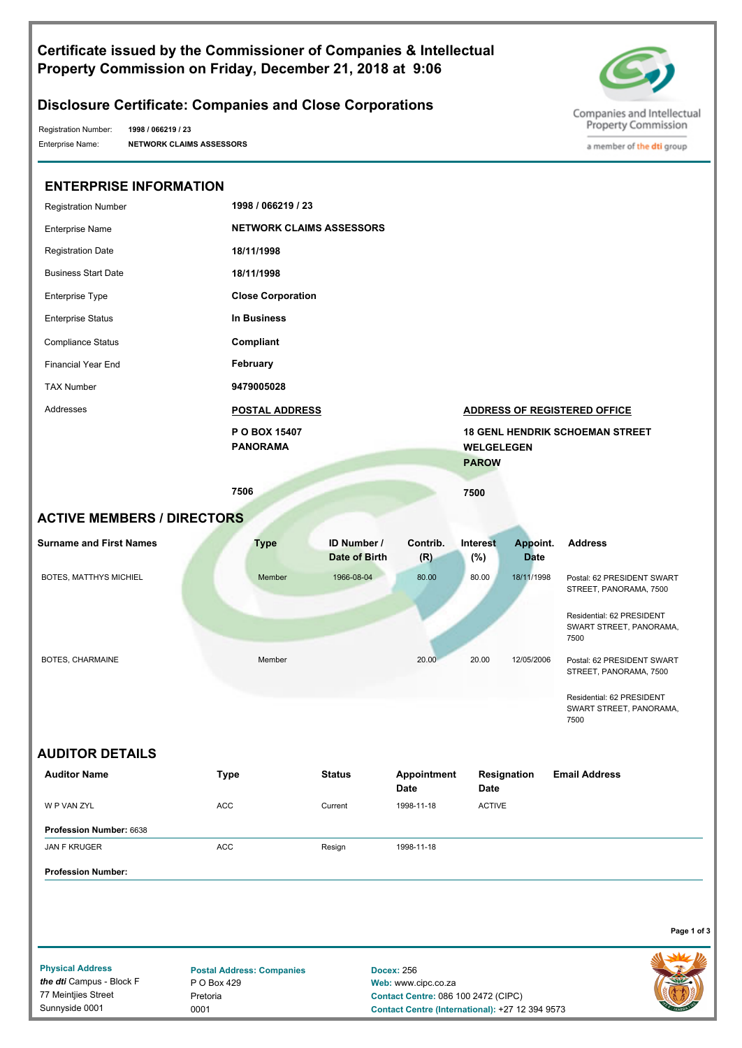# Certificate issued by the Commissioner of Companies & Intellectual Property Commission on Friday, December 21, 2018 at 9:06

## Disclosure Certificate: Companies and Close Corporations

Companies and Intellectual Property Commission
a member of the dti group

Registration Number: **1998 / 066219 / 23**
Enterprise Name: **NETWORK CLAIMS ASSESSORS**

## ENTERPRISE INFORMATION

| | | |
|---|---|---|
| Registration Number | **1998 / 066219 / 23** | |
| Enterprise Name | **NETWORK CLAIMS ASSESSORS** | |
| Registration Date | **18/11/1998** | |
| Business Start Date | **18/11/1998** | |
| Enterprise Type | **Close Corporation** | |
| Enterprise Status | **In Business** | |
| Compliance Status | **Compliant** | |
| Financial Year End | **February** | |
| TAX Number | **9479005028** | |
| Addresses | **POSTAL ADDRESS** | **ADDRESS OF REGISTERED OFFICE** |
| | **P O BOX 15407**<br>**PANORAMA**<br><br>**7506** | **18 GENL HENDRIK SCHOEMAN STREET**<br>**WELGELEGEN**<br>**PAROW**<br><br>**7500** |

## ACTIVE MEMBERS / DIRECTORS

| Surname and First Names | Type | ID Number / Date of Birth | Contrib. (R) | Interest (%) | Appoint. Date | Address |
|---|---|---|---|---|---|---|
| BOTES, MATTHYS MICHIEL | Member | 1966-08-04 | 80.00 | 80.00 | 18/11/1998 | Postal: 62 PRESIDENT SWART STREET, PANORAMA, 7500<br><br>Residential: 62 PRESIDENT SWART STREET, PANORAMA, 7500 |
| BOTES, CHARMAINE | Member | | 20.00 | 20.00 | 12/05/2006 | Postal: 62 PRESIDENT SWART STREET, PANORAMA, 7500<br><br>Residential: 62 PRESIDENT SWART STREET, PANORAMA, 7500 |

## AUDITOR DETAILS

| Auditor Name | Type | Status | Appointment Date | Resignation Date | Email Address |
|---|---|---|---|---|---|
| W P VAN ZYL | ACC | Current | 1998-11-18 | ACTIVE | |
| **Profession Number:** 6638 | | | | | |
| JAN F KRUGER | ACC | Resign | 1998-11-18 | | |
| **Profession Number:** | | | | | |

**Physical Address**
***the dti*** Campus - Block F
77 Meintjies Street
Sunnyside 0001

**Postal Address: Companies**
P O Box 429
Pretoria
0001

**Docex:** 256
**Web:** www.cipc.co.za
**Contact Centre:** 086 100 2472 (CIPC)
**Contact Centre (International):** +27 12 394 9573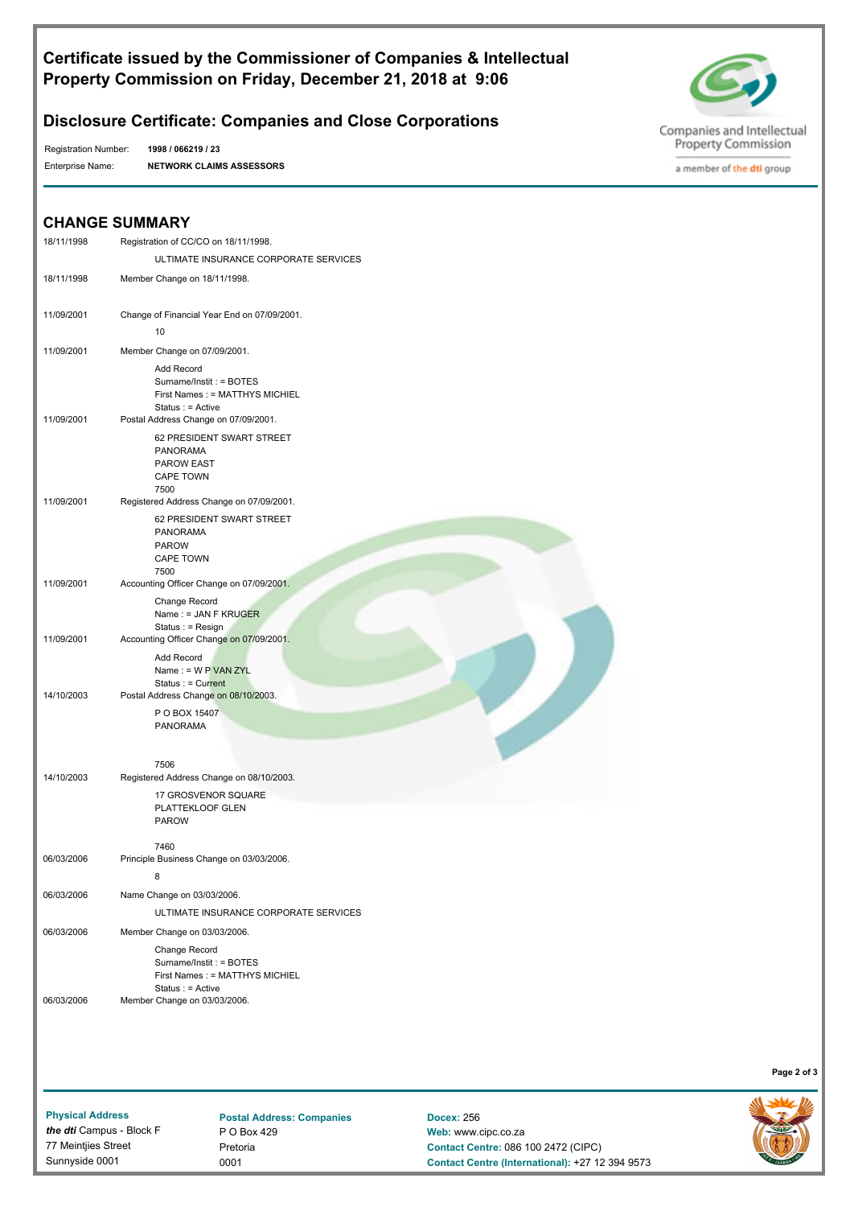# Certificate issued by the Commissioner of Companies & Intellectual Property Commission on Friday, December 21, 2018 at 9:06

## Disclosure Certificate: Companies and Close Corporations

Registration Number: **1998 / 066219 / 23**

Enterprise Name: **NETWORK CLAIMS ASSESSORS**

## CHANGE SUMMARY

18/11/1998 Registration of CC/CO on 18/11/1998.

ULTIMATE INSURANCE CORPORATE SERVICES

18/11/1998 Member Change on 18/11/1998.

11/09/2001 Change of Financial Year End on 07/09/2001.

10

11/09/2001 Member Change on 07/09/2001.

Add Record
Surname/Instit : = BOTES
First Names : = MATTHYS MICHIEL
Status : = Active

11/09/2001 Postal Address Change on 07/09/2001.

62 PRESIDENT SWART STREET
PANORAMA
PAROW EAST
CAPE TOWN
7500

11/09/2001 Registered Address Change on 07/09/2001.

62 PRESIDENT SWART STREET
PANORAMA
PAROW
CAPE TOWN
7500

11/09/2001 Accounting Officer Change on 07/09/2001.

Change Record
Name : = JAN F KRUGER
Status : = Resign

11/09/2001 Accounting Officer Change on 07/09/2001.

Add Record
Name : = W P VAN ZYL
Status : = Current

14/10/2003 Postal Address Change on 08/10/2003.

P O BOX 15407
PANORAMA

7506

14/10/2003 Registered Address Change on 08/10/2003.

17 GROSVENOR SQUARE
PLATTEKLOOF GLEN
PAROW

7460

06/03/2006 Principle Business Change on 03/03/2006.

8

06/03/2006 Name Change on 03/03/2006.

ULTIMATE INSURANCE CORPORATE SERVICES

06/03/2006 Member Change on 03/03/2006.

Change Record
Surname/Instit : = BOTES
First Names : = MATTHYS MICHIEL
Status : = Active

06/03/2006 Member Change on 03/03/2006.

**Physical Address**
*the dti* Campus - Block F
77 Meintjies Street
Sunnyside 0001

**Postal Address: Companies**
P O Box 429
Pretoria
0001

**Docex:** 256
**Web:** www.cipc.co.za
**Contact Centre:** 086 100 2472 (CIPC)
**Contact Centre (International):** +27 12 394 9573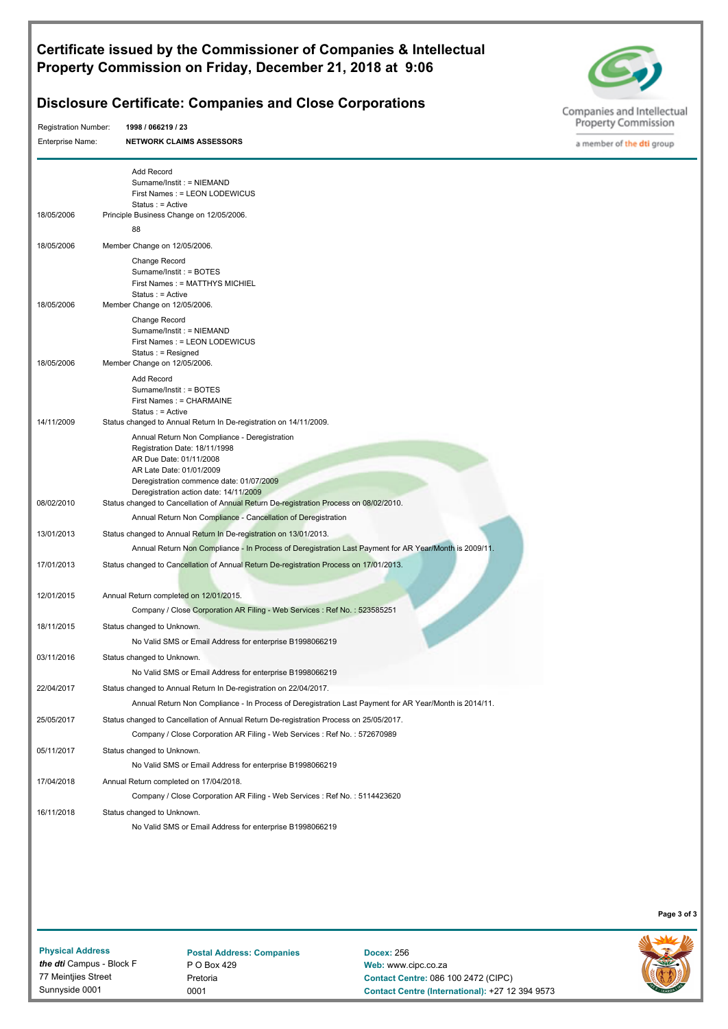# Certificate issued by the Commissioner of Companies & Intellectual Property Commission on Friday, December 21, 2018 at 9:06

## Disclosure Certificate: Companies and Close Corporations

Companies and Intellectual Property Commission
a member of the dti group

Registration Number: **1998 / 066219 / 23**
Enterprise Name: **NETWORK CLAIMS ASSESSORS**

| | |
|---|---|
| | Add Record<br>Surname/Instit : = NIEMAND<br>First Names : = LEON LODEWICUS<br>Status : = Active |
| 18/05/2006 | Principle Business Change on 12/05/2006.<br>88 |
| 18/05/2006 | Member Change on 12/05/2006.<br>Change Record<br>Surname/Instit : = BOTES<br>First Names : = MATTHYS MICHIEL<br>Status : = Active |
| 18/05/2006 | Member Change on 12/05/2006.<br>Change Record<br>Surname/Instit : = NIEMAND<br>First Names : = LEON LODEWICUS<br>Status : = Resigned |
| 18/05/2006 | Member Change on 12/05/2006.<br>Add Record<br>Surname/Instit : = BOTES<br>First Names : = CHARMAINE<br>Status : = Active |
| 14/11/2009 | Status changed to Annual Return In De-registration on 14/11/2009.<br>Annual Return Non Compliance - Deregistration<br>Registration Date: 18/11/1998<br>AR Due Date: 01/11/2008<br>AR Late Date: 01/01/2009<br>Deregistration commence date: 01/07/2009<br>Deregistration action date: 14/11/2009 |
| 08/02/2010 | Status changed to Cancellation of Annual Return De-registration Process on 08/02/2010.<br>Annual Return Non Compliance - Cancellation of Deregistration |
| 13/01/2013 | Status changed to Annual Return In De-registration on 13/01/2013.<br>Annual Return Non Compliance - In Process of Deregistration Last Payment for AR Year/Month is 2009/11. |
| 17/01/2013 | Status changed to Cancellation of Annual Return De-registration Process on 17/01/2013. |
| 12/01/2015 | Annual Return completed on 12/01/2015.<br>Company / Close Corporation AR Filing - Web Services : Ref No. : 523585251 |
| 18/11/2015 | Status changed to Unknown.<br>No Valid SMS or Email Address for enterprise B1998066219 |
| 03/11/2016 | Status changed to Unknown.<br>No Valid SMS or Email Address for enterprise B1998066219 |
| 22/04/2017 | Status changed to Annual Return In De-registration on 22/04/2017.<br>Annual Return Non Compliance - In Process of Deregistration Last Payment for AR Year/Month is 2014/11. |
| 25/05/2017 | Status changed to Cancellation of Annual Return De-registration Process on 25/05/2017.<br>Company / Close Corporation AR Filing - Web Services : Ref No. : 572670989 |
| 05/11/2017 | Status changed to Unknown.<br>No Valid SMS or Email Address for enterprise B1998066219 |
| 17/04/2018 | Annual Return completed on 17/04/2018.<br>Company / Close Corporation AR Filing - Web Services : Ref No. : 5114423620 |
| 16/11/2018 | Status changed to Unknown.<br>No Valid SMS or Email Address for enterprise B1998066219 |

**Physical Address**
***the dti*** **Campus - Block F**
77 Meintjies Street
Sunnyside 0001

**Postal Address: Companies**
P O Box 429
Pretoria
0001

**Docex:** 256
**Web:** www.cipc.co.za
**Contact Centre:** 086 100 2472 (CIPC)
**Contact Centre (International):** +27 12 394 9573